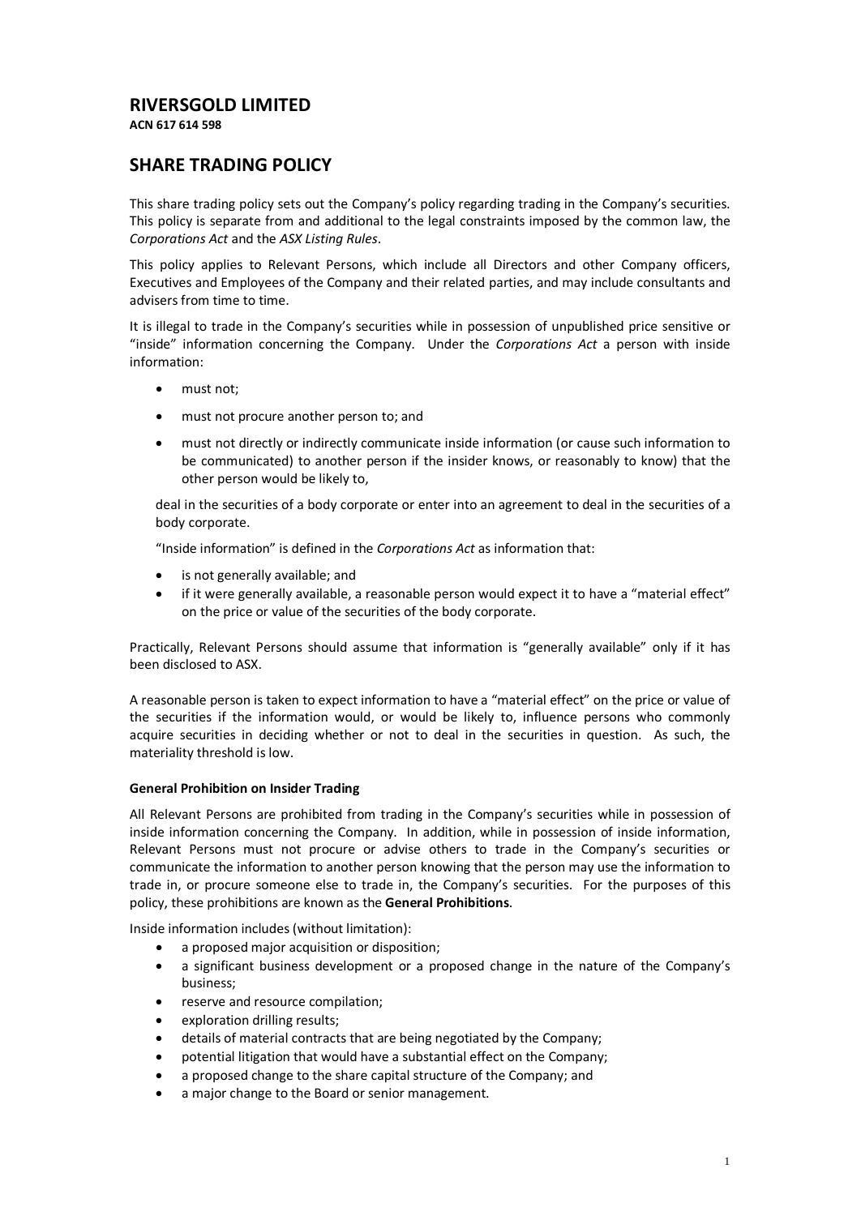# RIVERSGOLD LIMITED

**ACN 617 614 598**

## SHARE TRADING POLICY

This share trading policy sets out the Company's policy regarding trading in the Company's securities. This policy is separate from and additional to the legal constraints imposed by the common law, the *Corporations Act* and the *ASX Listing Rules*.

This policy applies to Relevant Persons, which include all Directors and other Company officers, Executives and Employees of the Company and their related parties, and may include consultants and advisers from time to time.

It is illegal to trade in the Company's securities while in possession of unpublished price sensitive or "inside" information concerning the Company. Under the *Corporations Act* a person with inside information:

- must not;
- must not procure another person to; and
- must not directly or indirectly communicate inside information (or cause such information to be communicated) to another person if the insider knows, or reasonably to know) that the other person would be likely to,

deal in the securities of a body corporate or enter into an agreement to deal in the securities of a body corporate.

"Inside information" is defined in the *Corporations Act* as information that:

- is not generally available; and
- if it were generally available, a reasonable person would expect it to have a "material effect" on the price or value of the securities of the body corporate.

Practically, Relevant Persons should assume that information is "generally available" only if it has been disclosed to ASX.

A reasonable person is taken to expect information to have a "material effect" on the price or value of the securities if the information would, or would be likely to, influence persons who commonly acquire securities in deciding whether or not to deal in the securities in question. As such, the materiality threshold is low.

**General Prohibition on Insider Trading**

All Relevant Persons are prohibited from trading in the Company's securities while in possession of inside information concerning the Company. In addition, while in possession of inside information, Relevant Persons must not procure or advise others to trade in the Company's securities or communicate the information to another person knowing that the person may use the information to trade in, or procure someone else to trade in, the Company's securities. For the purposes of this policy, these prohibitions are known as the **General Prohibitions**.

Inside information includes (without limitation):

- a proposed major acquisition or disposition;
- a significant business development or a proposed change in the nature of the Company's business;
- reserve and resource compilation;
- exploration drilling results;
- details of material contracts that are being negotiated by the Company;
- potential litigation that would have a substantial effect on the Company;
- a proposed change to the share capital structure of the Company; and
- a major change to the Board or senior management.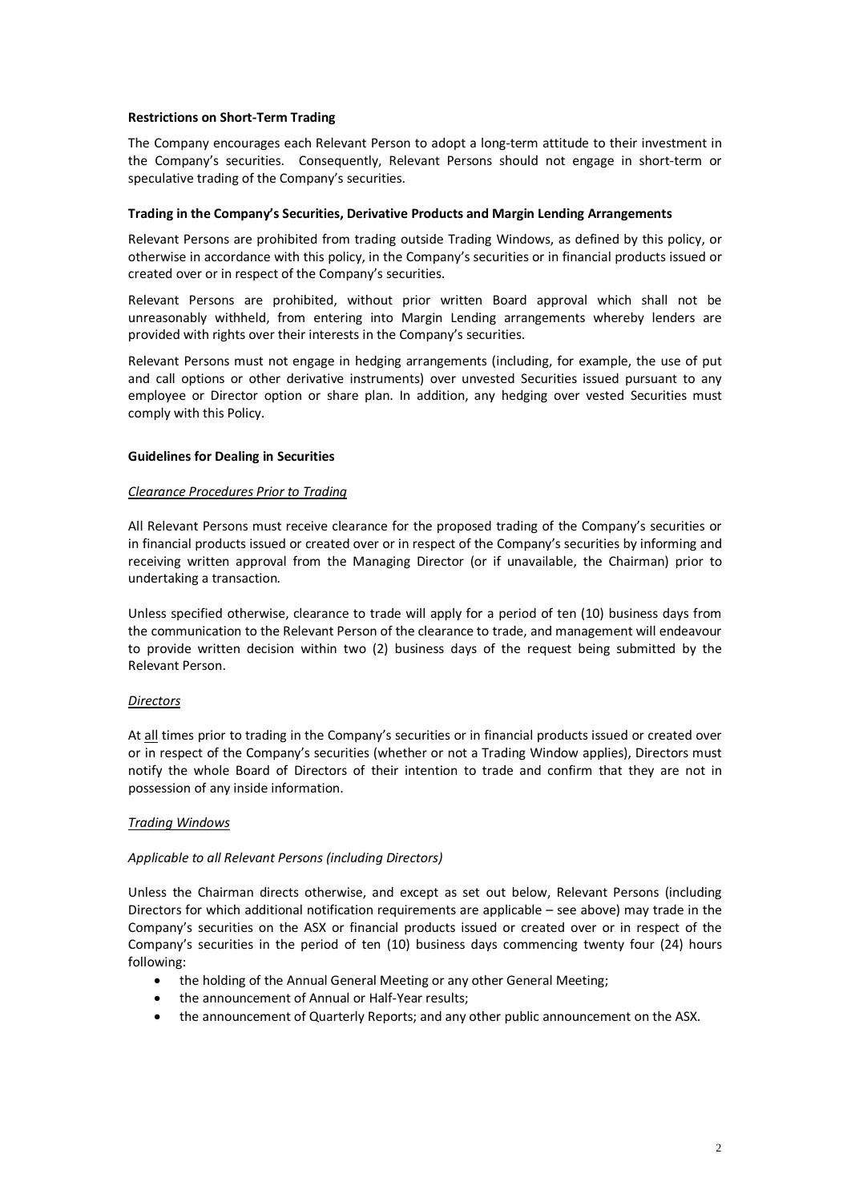**Restrictions on Short-Term Trading**

The Company encourages each Relevant Person to adopt a long-term attitude to their investment in the Company's securities. Consequently, Relevant Persons should not engage in short-term or speculative trading of the Company's securities.

**Trading in the Company's Securities, Derivative Products and Margin Lending Arrangements**

Relevant Persons are prohibited from trading outside Trading Windows, as defined by this policy, or otherwise in accordance with this policy, in the Company's securities or in financial products issued or created over or in respect of the Company's securities.

Relevant Persons are prohibited, without prior written Board approval which shall not be unreasonably withheld, from entering into Margin Lending arrangements whereby lenders are provided with rights over their interests in the Company's securities.

Relevant Persons must not engage in hedging arrangements (including, for example, the use of put and call options or other derivative instruments) over unvested Securities issued pursuant to any employee or Director option or share plan. In addition, any hedging over vested Securities must comply with this Policy.

**Guidelines for Dealing in Securities**

*Clearance Procedures Prior to Trading*

All Relevant Persons must receive clearance for the proposed trading of the Company's securities or in financial products issued or created over or in respect of the Company's securities by informing and receiving written approval from the Managing Director (or if unavailable, the Chairman) prior to undertaking a transaction.

Unless specified otherwise, clearance to trade will apply for a period of ten (10) business days from the communication to the Relevant Person of the clearance to trade, and management will endeavour to provide written decision within two (2) business days of the request being submitted by the Relevant Person.

*Directors*

At all times prior to trading in the Company's securities or in financial products issued or created over or in respect of the Company's securities (whether or not a Trading Window applies), Directors must notify the whole Board of Directors of their intention to trade and confirm that they are not in possession of any inside information.

*Trading Windows*

*Applicable to all Relevant Persons (including Directors)*

Unless the Chairman directs otherwise, and except as set out below, Relevant Persons (including Directors for which additional notification requirements are applicable – see above) may trade in the Company's securities on the ASX or financial products issued or created over or in respect of the Company's securities in the period of ten (10) business days commencing twenty four (24) hours following:

- the holding of the Annual General Meeting or any other General Meeting;
- the announcement of Annual or Half-Year results;
- the announcement of Quarterly Reports; and any other public announcement on the ASX.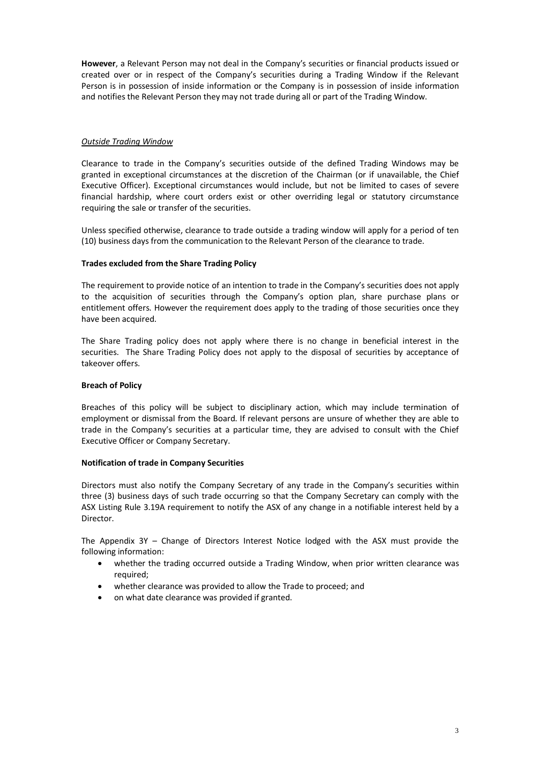**However**, a Relevant Person may not deal in the Company's securities or financial products issued or created over or in respect of the Company's securities during a Trading Window if the Relevant Person is in possession of inside information or the Company is in possession of inside information and notifies the Relevant Person they may not trade during all or part of the Trading Window.

*Outside Trading Window*

Clearance to trade in the Company's securities outside of the defined Trading Windows may be granted in exceptional circumstances at the discretion of the Chairman (or if unavailable, the Chief Executive Officer). Exceptional circumstances would include, but not be limited to cases of severe financial hardship, where court orders exist or other overriding legal or statutory circumstance requiring the sale or transfer of the securities.

Unless specified otherwise, clearance to trade outside a trading window will apply for a period of ten (10) business days from the communication to the Relevant Person of the clearance to trade.

**Trades excluded from the Share Trading Policy**

The requirement to provide notice of an intention to trade in the Company's securities does not apply to the acquisition of securities through the Company's option plan, share purchase plans or entitlement offers. However the requirement does apply to the trading of those securities once they have been acquired.

The Share Trading policy does not apply where there is no change in beneficial interest in the securities. The Share Trading Policy does not apply to the disposal of securities by acceptance of takeover offers.

**Breach of Policy**

Breaches of this policy will be subject to disciplinary action, which may include termination of employment or dismissal from the Board. If relevant persons are unsure of whether they are able to trade in the Company's securities at a particular time, they are advised to consult with the Chief Executive Officer or Company Secretary.

**Notification of trade in Company Securities**

Directors must also notify the Company Secretary of any trade in the Company's securities within three (3) business days of such trade occurring so that the Company Secretary can comply with the ASX Listing Rule 3.19A requirement to notify the ASX of any change in a notifiable interest held by a Director.

The Appendix 3Y – Change of Directors Interest Notice lodged with the ASX must provide the following information:

- whether the trading occurred outside a Trading Window, when prior written clearance was required;
- whether clearance was provided to allow the Trade to proceed; and
- on what date clearance was provided if granted.